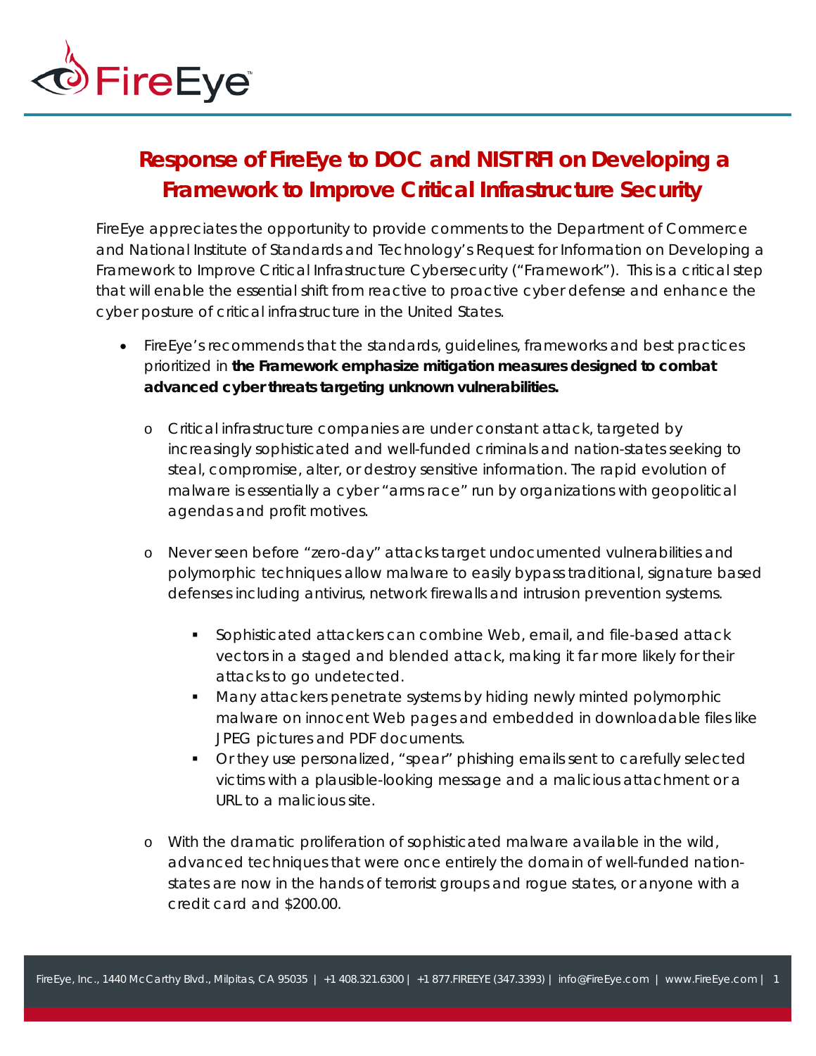# Response of FireEye to DOC and NIST RFI on Developing a Framework to Improve Critical Infrastructure Security

FireEye appreciates the opportunity to provide comments to the Department of Commerce and National Institute of Standards and Technology's Request for Information on Developing a Framework to Improve Critical Infrastructure Cybersecurity ("Framework"). This is a critical step that will enable the essential shift from reactive to proactive cyber defense and enhance the cyber posture of critical infrastructure in the United States.

- FireEye's recommends that the standards, guidelines, frameworks and best practices prioritized in **the Framework emphasize mitigation measures designed to combat advanced cyber threats targeting unknown vulnerabilities.**
  - Critical infrastructure companies are under constant attack, targeted by increasingly sophisticated and well-funded criminals and nation-states seeking to steal, compromise, alter, or destroy sensitive information. The rapid evolution of malware is essentially a cyber "arms race" run by organizations with geopolitical agendas and profit motives.
  - Never seen before "zero-day" attacks target undocumented vulnerabilities and polymorphic techniques allow malware to easily bypass traditional, signature based defenses including antivirus, network firewalls and intrusion prevention systems.
    - Sophisticated attackers can combine Web, email, and file-based attack vectors in a staged and blended attack, making it far more likely for their attacks to go undetected.
    - Many attackers penetrate systems by hiding newly minted polymorphic malware on innocent Web pages and embedded in downloadable files like JPEG pictures and PDF documents.
    - Or they use personalized, "spear" phishing emails sent to carefully selected victims with a plausible-looking message and a malicious attachment or a URL to a malicious site.
  - With the dramatic proliferation of sophisticated malware available in the wild, advanced techniques that were once entirely the domain of well-funded nation-states are now in the hands of terrorist groups and rogue states, or anyone with a credit card and $200.00.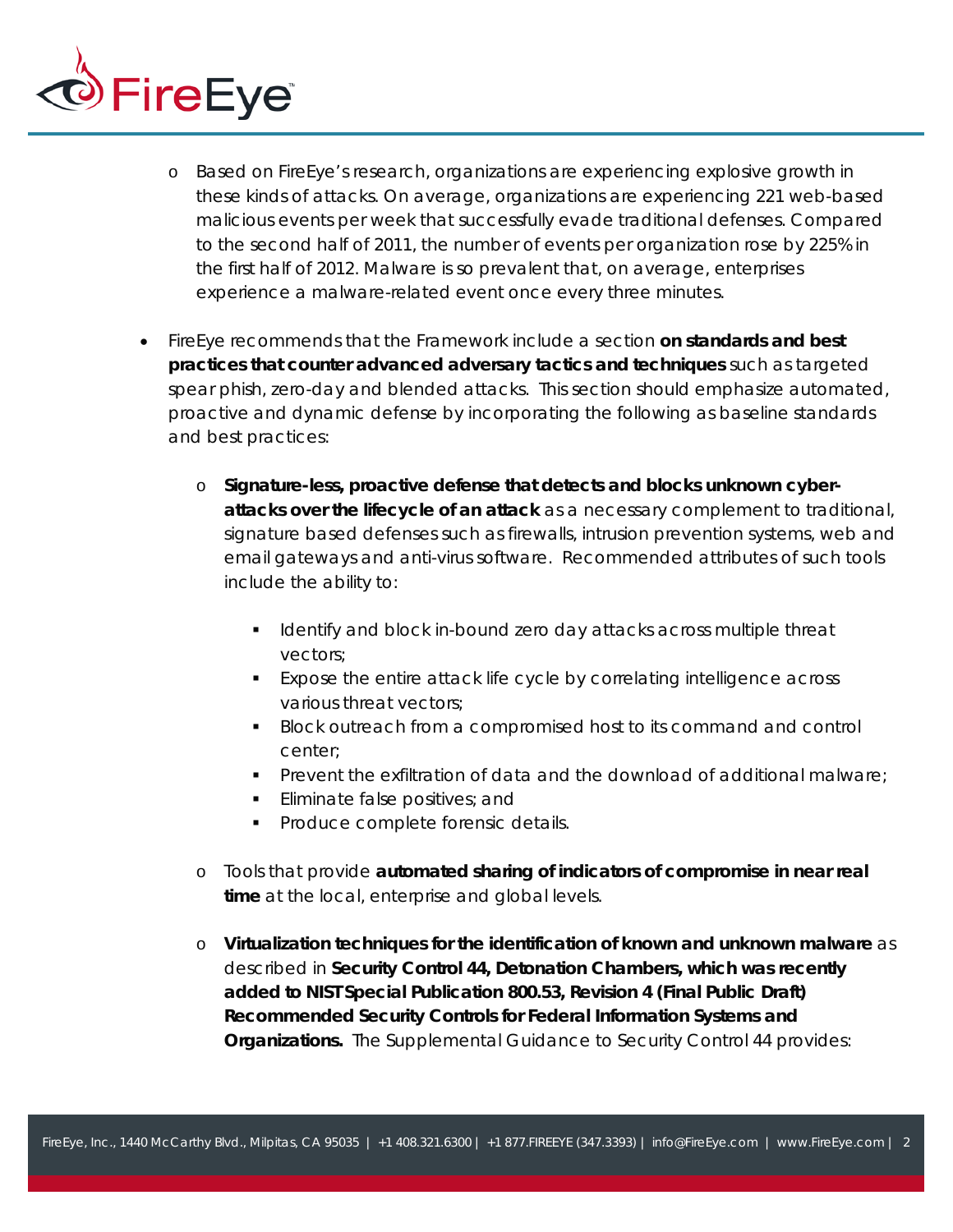- Based on FireEye's research, organizations are experiencing explosive growth in these kinds of attacks. On average, organizations are experiencing 221 web-based malicious events per week that successfully evade traditional defenses. Compared to the second half of 2011, the number of events per organization rose by 225% in the first half of 2012. Malware is so prevalent that, on average, enterprises experience a malware-related event once every three minutes.

- FireEye recommends that the Framework include a section **on standards and best practices that counter advanced adversary tactics and techniques** such as targeted spear phish, zero-day and blended attacks. This section should emphasize automated, proactive and dynamic defense by incorporating the following as baseline standards and best practices:

  - **Signature-less, proactive defense that detects and blocks unknown cyber-attacks over the lifecycle of an attack** as a necessary complement to traditional, signature based defenses such as firewalls, intrusion prevention systems, web and email gateways and anti-virus software. Recommended attributes of such tools include the ability to:

    - Identify and block in-bound zero day attacks across multiple threat vectors;
    - Expose the entire attack life cycle by correlating intelligence across various threat vectors;
    - Block outreach from a compromised host to its command and control center;
    - Prevent the exfiltration of data and the download of additional malware;
    - Eliminate false positives; and
    - Produce complete forensic details.

  - Tools that provide **automated sharing of indicators of compromise in near real time** at the local, enterprise and global levels.

  - **Virtualization techniques for the identification of known and unknown malware** as described in **Security Control 44, Detonation Chambers, which was recently added to NIST Special Publication 800.53, Revision 4 (Final Public Draft) Recommended Security Controls for Federal Information Systems and Organizations.** The Supplemental Guidance to Security Control 44 provides: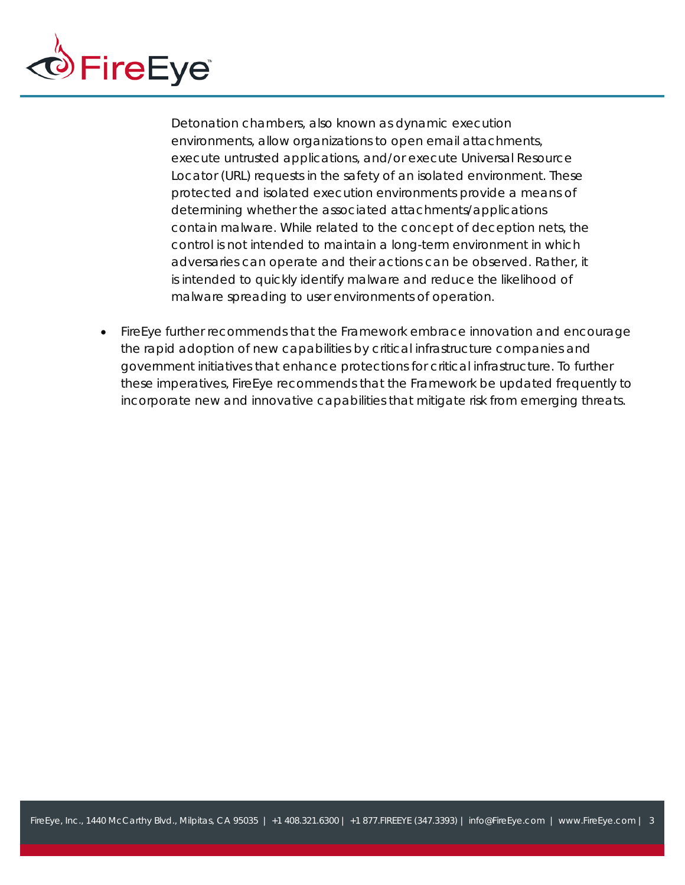Detonation chambers, also known as dynamic execution environments, allow organizations to open email attachments, execute untrusted applications, and/or execute Universal Resource Locator (URL) requests in the safety of an isolated environment. These protected and isolated execution environments provide a means of determining whether the associated attachments/applications contain malware. While related to the concept of deception nets, the control is not intended to maintain a long-term environment in which adversaries can operate and their actions can be observed. Rather, it is intended to quickly identify malware and reduce the likelihood of malware spreading to user environments of operation.

- FireEye further recommends that the Framework embrace innovation and encourage the rapid adoption of new capabilities by critical infrastructure companies and government initiatives that enhance protections for critical infrastructure. To further these imperatives, FireEye recommends that the Framework be updated frequently to incorporate new and innovative capabilities that mitigate risk from emerging threats.